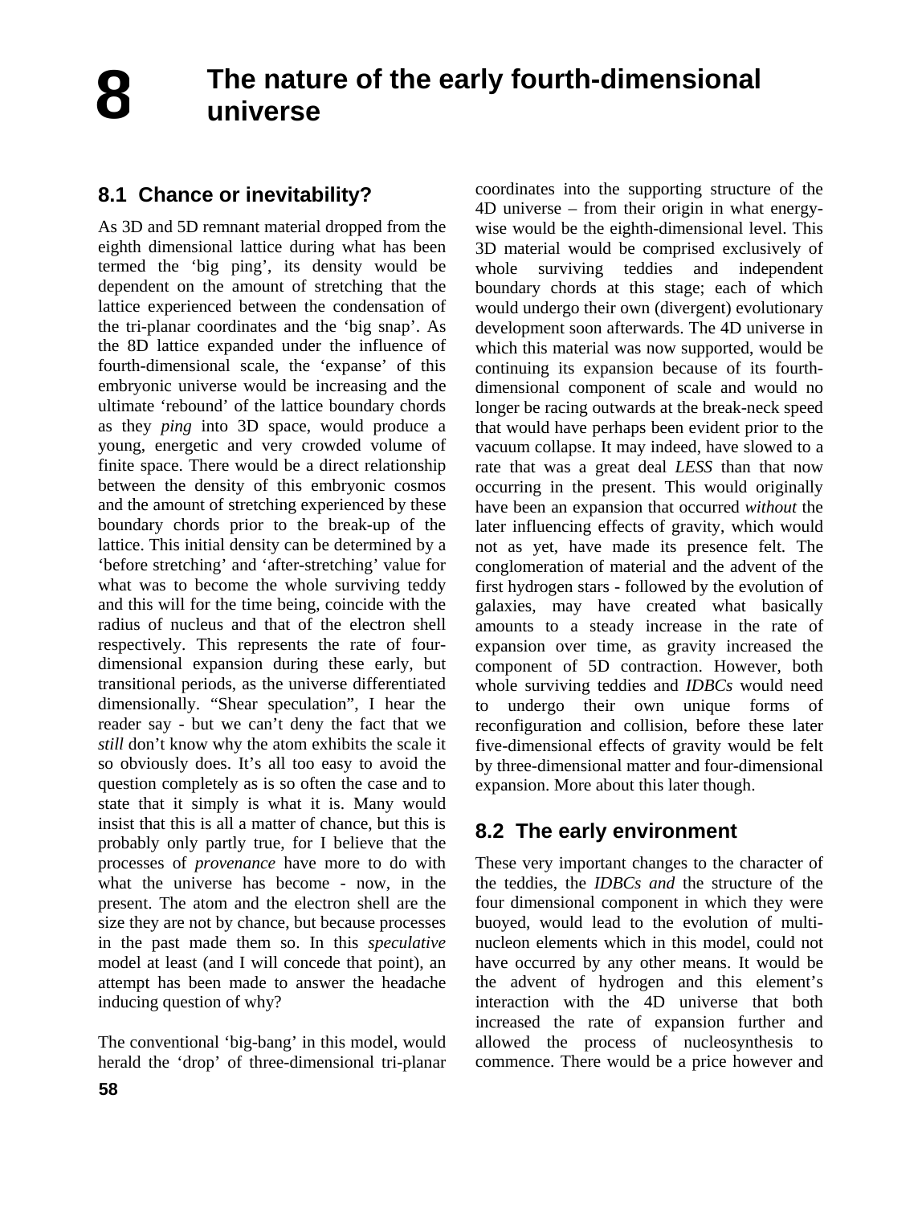# 8 The nature of the early fourth-dimensional universe

## 8.1 Chance or inevitability?

As 3D and 5D remnant material dropped from the eighth dimensional lattice during what has been termed the 'big ping', its density would be dependent on the amount of stretching that the lattice experienced between the condensation of the tri-planar coordinates and the 'big snap'. As the 8D lattice expanded under the influence of fourth-dimensional scale, the 'expanse' of this embryonic universe would be increasing and the ultimate 'rebound' of the lattice boundary chords as they *ping* into 3D space, would produce a young, energetic and very crowded volume of finite space. There would be a direct relationship between the density of this embryonic cosmos and the amount of stretching experienced by these boundary chords prior to the break-up of the lattice. This initial density can be determined by a 'before stretching' and 'after-stretching' value for what was to become the whole surviving teddy and this will for the time being, coincide with the radius of nucleus and that of the electron shell respectively. This represents the rate of four-dimensional expansion during these early, but transitional periods, as the universe differentiated dimensionally. "Shear speculation", I hear the reader say - but we can't deny the fact that we *still* don't know why the atom exhibits the scale it so obviously does. It's all too easy to avoid the question completely as is so often the case and to state that it simply is what it is. Many would insist that this is all a matter of chance, but this is probably only partly true, for I believe that the processes of *provenance* have more to do with what the universe has become - now, in the present. The atom and the electron shell are the size they are not by chance, but because processes in the past made them so. In this *speculative* model at least (and I will concede that point), an attempt has been made to answer the headache inducing question of why?

The conventional 'big-bang' in this model, would herald the 'drop' of three-dimensional tri-planar coordinates into the supporting structure of the 4D universe – from their origin in what energy-wise would be the eighth-dimensional level. This 3D material would be comprised exclusively of whole surviving teddies and independent boundary chords at this stage; each of which would undergo their own (divergent) evolutionary development soon afterwards. The 4D universe in which this material was now supported, would be continuing its expansion because of its fourth-dimensional component of scale and would no longer be racing outwards at the break-neck speed that would have perhaps been evident prior to the vacuum collapse. It may indeed, have slowed to a rate that was a great deal *LESS* than that now occurring in the present. This would originally have been an expansion that occurred *without* the later influencing effects of gravity, which would not as yet, have made its presence felt. The conglomeration of material and the advent of the first hydrogen stars - followed by the evolution of galaxies, may have created what basically amounts to a steady increase in the rate of expansion over time, as gravity increased the component of 5D contraction. However, both whole surviving teddies and *IDBCs* would need to undergo their own unique forms of reconfiguration and collision, before these later five-dimensional effects of gravity would be felt by three-dimensional matter and four-dimensional expansion. More about this later though.

## 8.2 The early environment

These very important changes to the character of the teddies, the *IDBCs and* the structure of the four dimensional component in which they were buoyed, would lead to the evolution of multi-nucleon elements which in this model, could not have occurred by any other means. It would be the advent of hydrogen and this element's interaction with the 4D universe that both increased the rate of expansion further and allowed the process of nucleosynthesis to commence. There would be a price however and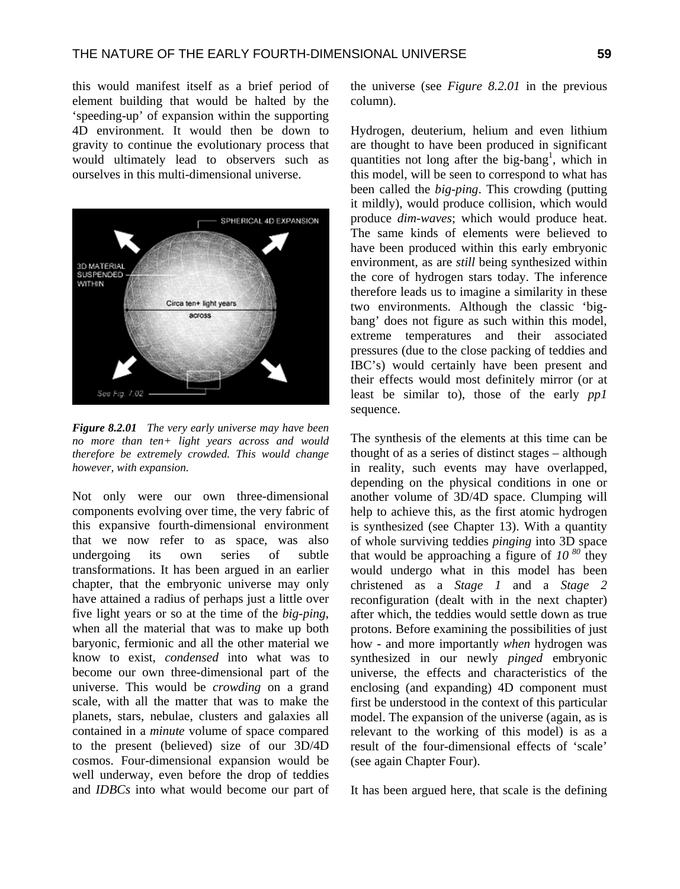this would manifest itself as a brief period of element building that would be halted by the 'speeding-up' of expansion within the supporting 4D environment. It would then be down to gravity to continue the evolutionary process that would ultimately lead to observers such as ourselves in this multi-dimensional universe.

***Figure 8.2.01*** *The very early universe may have been no more than ten+ light years across and would therefore be extremely crowded. This would change however, with expansion.*

Not only were our own three-dimensional components evolving over time, the very fabric of this expansive fourth-dimensional environment that we now refer to as space, was also undergoing its own series of subtle transformations. It has been argued in an earlier chapter, that the embryonic universe may only have attained a radius of perhaps just a little over five light years or so at the time of the *big-ping*, when all the material that was to make up both baryonic, fermionic and all the other material we know to exist, *condensed* into what was to become our own three-dimensional part of the universe. This would be *crowding* on a grand scale, with all the matter that was to make the planets, stars, nebulae, clusters and galaxies all contained in a *minute* volume of space compared to the present (believed) size of our 3D/4D cosmos. Four-dimensional expansion would be well underway, even before the drop of teddies and *IDBCs* into what would become our part of the universe (see *Figure 8.2.01* in the previous column).

Hydrogen, deuterium, helium and even lithium are thought to have been produced in significant quantities not long after the big-bang[1], which in this model, will be seen to correspond to what has been called the *big-ping*. This crowding (putting it mildly), would produce collision, which would produce *dim-waves*; which would produce heat. The same kinds of elements were believed to have been produced within this early embryonic environment, as are *still* being synthesized within the core of hydrogen stars today. The inference therefore leads us to imagine a similarity in these two environments. Although the classic 'big-bang' does not figure as such within this model, extreme temperatures and their associated pressures (due to the close packing of teddies and IBC's) would certainly have been present and their effects would most definitely mirror (or at least be similar to), those of the early *pp1* sequence.

The synthesis of the elements at this time can be thought of as a series of distinct stages – although in reality, such events may have overlapped, depending on the physical conditions in one or another volume of 3D/4D space. Clumping will help to achieve this, as the first atomic hydrogen is synthesized (see Chapter 13). With a quantity of whole surviving teddies *pinging* into 3D space that would be approaching a figure of $10^{80}$ they would undergo what in this model has been christened as a *Stage 1* and a *Stage 2* reconfiguration (dealt with in the next chapter) after which, the teddies would settle down as true protons. Before examining the possibilities of just how - and more importantly *when* hydrogen was synthesized in our newly *pinged* embryonic universe, the effects and characteristics of the enclosing (and expanding) 4D component must first be understood in the context of this particular model. The expansion of the universe (again, as is relevant to the working of this model) is as a result of the four-dimensional effects of 'scale' (see again Chapter Four).

It has been argued here, that scale is the defining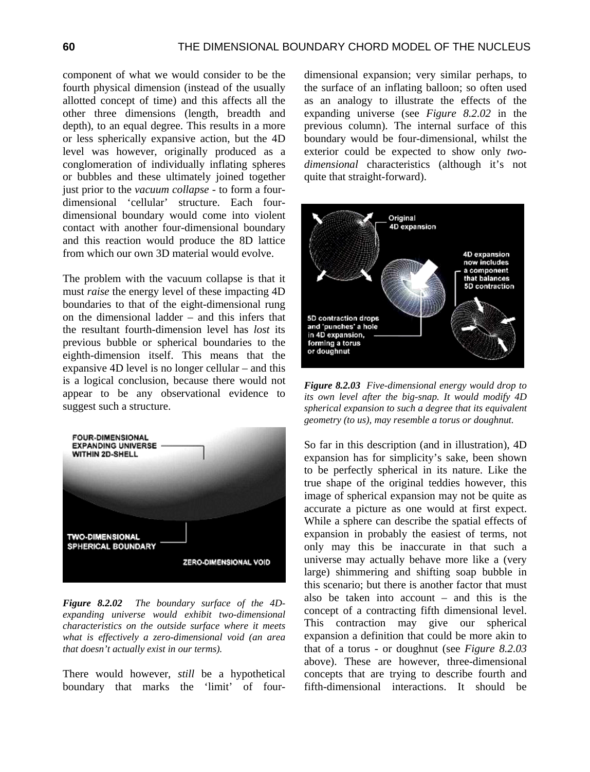component of what we would consider to be the fourth physical dimension (instead of the usually allotted concept of time) and this affects all the other three dimensions (length, breadth and depth), to an equal degree. This results in a more or less spherically expansive action, but the 4D level was however, originally produced as a conglomeration of individually inflating spheres or bubbles and these ultimately joined together just prior to the *vacuum collapse* - to form a four-dimensional 'cellular' structure. Each four-dimensional boundary would come into violent contact with another four-dimensional boundary and this reaction would produce the 8D lattice from which our own 3D material would evolve.

The problem with the vacuum collapse is that it must *raise* the energy level of these impacting 4D boundaries to that of the eight-dimensional rung on the dimensional ladder – and this infers that the resultant fourth-dimension level has *lost* its previous bubble or spherical boundaries to the eighth-dimension itself. This means that the expansive 4D level is no longer cellular – and this is a logical conclusion, because there would not appear to be any observational evidence to suggest such a structure.

***Figure 8.2.02*** *The boundary surface of the 4D-expanding universe would exhibit two-dimensional characteristics on the outside surface where it meets what is effectively a zero-dimensional void (an area that doesn't actually exist in our terms).*

There would however, *still* be a hypothetical boundary that marks the 'limit' of four-dimensional expansion; very similar perhaps, to the surface of an inflating balloon; so often used as an analogy to illustrate the effects of the expanding universe (see *Figure 8.2.02* in the previous column). The internal surface of this boundary would be four-dimensional, whilst the exterior could be expected to show only *two-dimensional* characteristics (although it's not quite that straight-forward).

***Figure 8.2.03*** *Five-dimensional energy would drop to its own level after the big-snap. It would modify 4D spherical expansion to such a degree that its equivalent geometry (to us), may resemble a torus or doughnut.*

So far in this description (and in illustration), 4D expansion has for simplicity's sake, been shown to be perfectly spherical in its nature. Like the true shape of the original teddies however, this image of spherical expansion may not be quite as accurate a picture as one would at first expect. While a sphere can describe the spatial effects of expansion in probably the easiest of terms, not only may this be inaccurate in that such a universe may actually behave more like a (very large) shimmering and shifting soap bubble in this scenario; but there is another factor that must also be taken into account – and this is the concept of a contracting fifth dimensional level. This contraction may give our spherical expansion a definition that could be more akin to that of a torus - or doughnut (see *Figure 8.2.03* above). These are however, three-dimensional concepts that are trying to describe fourth and fifth-dimensional interactions. It should be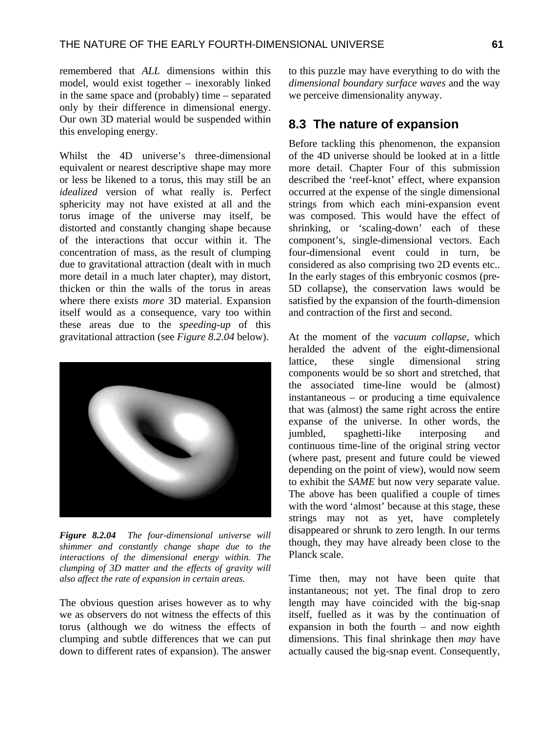remembered that *ALL* dimensions within this model, would exist together – inexorably linked in the same space and (probably) time – separated only by their difference in dimensional energy. Our own 3D material would be suspended within this enveloping energy.

Whilst the 4D universe's three-dimensional equivalent or nearest descriptive shape may more or less be likened to a torus, this may still be an *idealized* version of what really is. Perfect sphericity may not have existed at all and the torus image of the universe may itself, be distorted and constantly changing shape because of the interactions that occur within it. The concentration of mass, as the result of clumping due to gravitational attraction (dealt with in much more detail in a much later chapter), may distort, thicken or thin the walls of the torus in areas where there exists *more* 3D material. Expansion itself would as a consequence, vary too within these areas due to the *speeding-up* of this gravitational attraction (see *Figure 8.2.04* below).

***Figure 8.2.04*** *The four-dimensional universe will shimmer and constantly change shape due to the interactions of the dimensional energy within. The clumping of 3D matter and the effects of gravity will also affect the rate of expansion in certain areas.*

The obvious question arises however as to why we as observers do not witness the effects of this torus (although we do witness the effects of clumping and subtle differences that we can put down to different rates of expansion). The answer to this puzzle may have everything to do with the *dimensional boundary surface waves* and the way we perceive dimensionality anyway.

## 8.3 The nature of expansion

Before tackling this phenomenon, the expansion of the 4D universe should be looked at in a little more detail. Chapter Four of this submission described the 'reef-knot' effect, where expansion occurred at the expense of the single dimensional strings from which each mini-expansion event was composed. This would have the effect of shrinking, or 'scaling-down' each of these component's, single-dimensional vectors. Each four-dimensional event could in turn, be considered as also comprising two 2D events etc.. In the early stages of this embryonic cosmos (pre-5D collapse), the conservation laws would be satisfied by the expansion of the fourth-dimension and contraction of the first and second.

At the moment of the *vacuum collapse*, which heralded the advent of the eight-dimensional lattice, these single dimensional string components would be so short and stretched, that the associated time-line would be (almost) instantaneous – or producing a time equivalence that was (almost) the same right across the entire expanse of the universe. In other words, the jumbled, spaghetti-like interposing and continuous time-line of the original string vector (where past, present and future could be viewed depending on the point of view), would now seem to exhibit the *SAME* but now very separate value. The above has been qualified a couple of times with the word 'almost' because at this stage, these strings may not as yet, have completely disappeared or shrunk to zero length. In our terms though, they may have already been close to the Planck scale.

Time then, may not have been quite that instantaneous; not yet. The final drop to zero length may have coincided with the big-snap itself, fuelled as it was by the continuation of expansion in both the fourth – and now eighth dimensions. This final shrinkage then *may* have actually caused the big-snap event. Consequently,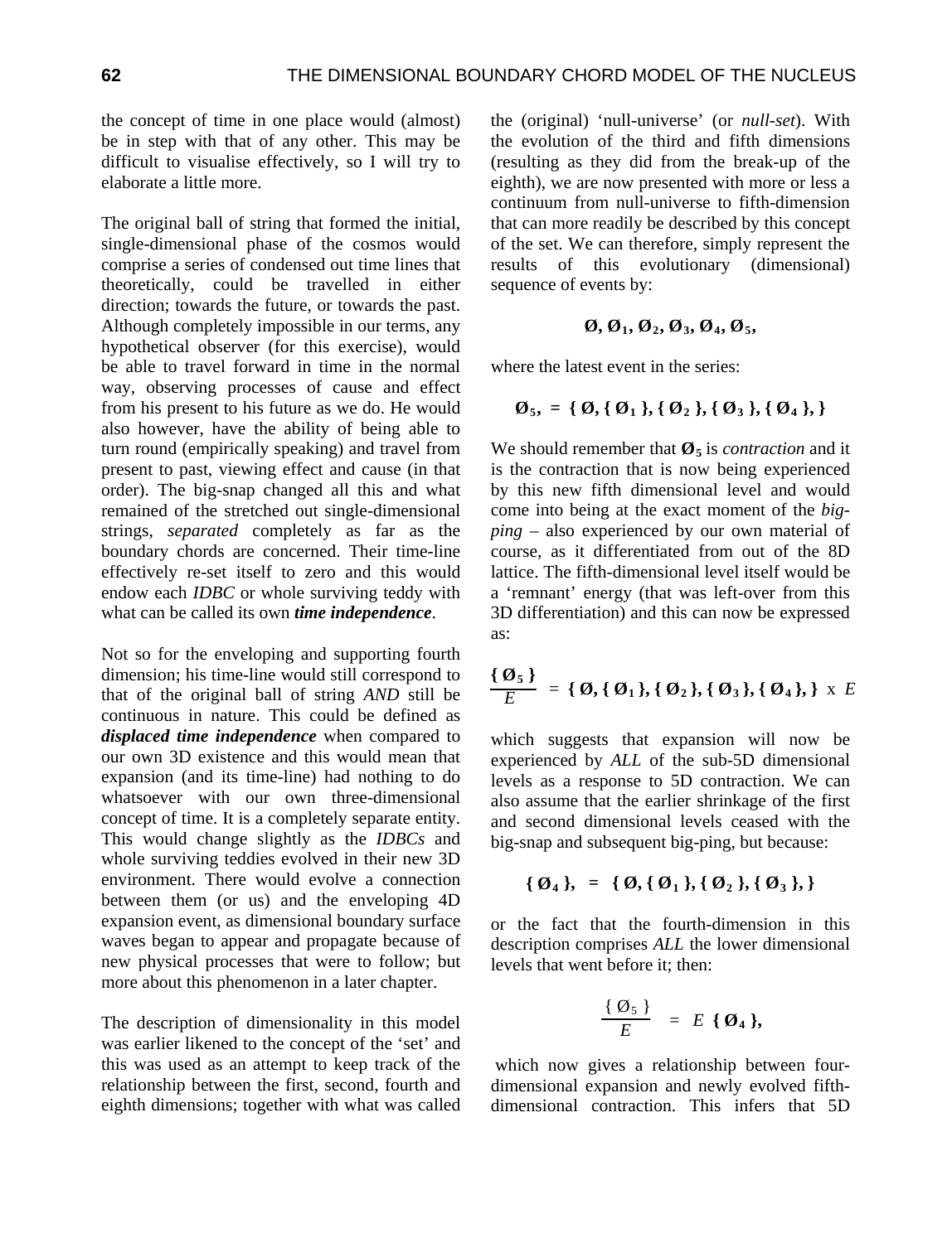the concept of time in one place would (almost) be in step with that of any other. This may be difficult to visualise effectively, so I will try to elaborate a little more.

The original ball of string that formed the initial, single-dimensional phase of the cosmos would comprise a series of condensed out time lines that theoretically, could be travelled in either direction; towards the future, or towards the past. Although completely impossible in our terms, any hypothetical observer (for this exercise), would be able to travel forward in time in the normal way, observing processes of cause and effect from his present to his future as we do. He would also however, have the ability of being able to turn round (empirically speaking) and travel from present to past, viewing effect and cause (in that order). The big-snap changed all this and what remained of the stretched out single-dimensional strings, *separated* completely as far as the boundary chords are concerned. Their time-line effectively re-set itself to zero and this would endow each *IDBC* or whole surviving teddy with what can be called its own ***time independence***.

Not so for the enveloping and supporting fourth dimension; his time-line would still correspond to that of the original ball of string *AND* still be continuous in nature. This could be defined as ***displaced time independence*** when compared to our own 3D existence and this would mean that expansion (and its time-line) had nothing to do whatsoever with our own three-dimensional concept of time. It is a completely separate entity. This would change slightly as the *IDBCs* and whole surviving teddies evolved in their new 3D environment. There would evolve a connection between them (or us) and the enveloping 4D expansion event, as dimensional boundary surface waves began to appear and propagate because of new physical processes that were to follow; but more about this phenomenon in a later chapter.

The description of dimensionality in this model was earlier likened to the concept of the 'set' and this was used as an attempt to keep track of the relationship between the first, second, fourth and eighth dimensions; together with what was called the (original) 'null-universe' (or *null-set*). With the evolution of the third and fifth dimensions (resulting as they did from the break-up of the eighth), we are now presented with more or less a continuum from null-universe to fifth-dimension that can more readily be described by this concept of the set. We can therefore, simply represent the results of this evolutionary (dimensional) sequence of events by:

$$\boldsymbol{\varnothing, \varnothing_1, \varnothing_2, \varnothing_3, \varnothing_4, \varnothing_5,}$$

where the latest event in the series:

$$\boldsymbol{\varnothing_5, \ = \ \{ \varnothing, \{ \varnothing_1 \}, \{ \varnothing_2 \}, \{ \varnothing_3 \}, \{ \varnothing_4 \}, \}}$$

We should remember that $\boldsymbol{\varnothing_5}$ is *contraction* and it is the contraction that is now being experienced by this new fifth dimensional level and would come into being at the exact moment of the *big-ping* – also experienced by our own material of course, as it differentiated from out of the 8D lattice. The fifth-dimensional level itself would be a 'remnant' energy (that was left-over from this 3D differentiation) and this can now be expressed as:

$$\frac{\boldsymbol{\{ \varnothing_5 \}}}{E} \ = \ \boldsymbol{\{ \varnothing, \{ \varnothing_1 \}, \{ \varnothing_2 \}, \{ \varnothing_3 \}, \{ \varnothing_4 \}, \}} \ \text{x} \ E$$

which suggests that expansion will now be experienced by *ALL* of the sub-5D dimensional levels as a response to 5D contraction. We can also assume that the earlier shrinkage of the first and second dimensional levels ceased with the big-snap and subsequent big-ping, but because:

$$\boldsymbol{\{ \varnothing_4 \}, \ = \ \{ \varnothing, \{ \varnothing_1 \}, \{ \varnothing_2 \}, \{ \varnothing_3 \}, \}}$$

or the fact that the fourth-dimension in this description comprises *ALL* the lower dimensional levels that went before it; then:

$$\frac{\{ \varnothing_5 \}}{E} \ = \ E \ \boldsymbol{\{ \varnothing_4 \},}$$

which now gives a relationship between four-dimensional expansion and newly evolved fifth-dimensional contraction. This infers that 5D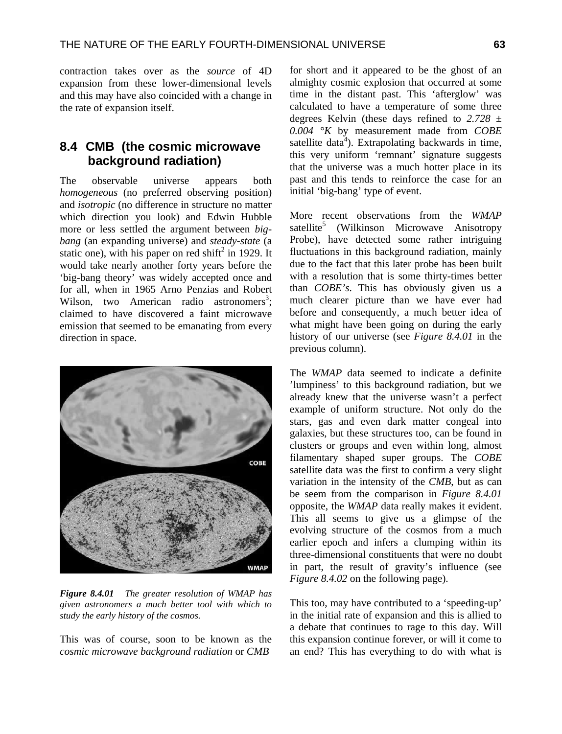contraction takes over as the *source* of 4D expansion from these lower-dimensional levels and this may have also coincided with a change in the rate of expansion itself.

## 8.4 CMB (the cosmic microwave background radiation)

The observable universe appears both *homogeneous* (no preferred observing position) and *isotropic* (no difference in structure no matter which direction you look) and Edwin Hubble more or less settled the argument between *big-bang* (an expanding universe) and *steady-state* (a static one), with his paper on red shift[2] in 1929. It would take nearly another forty years before the 'big-bang theory' was widely accepted once and for all, when in 1965 Arno Penzias and Robert Wilson, two American radio astronomers[3]; claimed to have discovered a faint microwave emission that seemed to be emanating from every direction in space.

*Figure 8.4.01 The greater resolution of WMAP has given astronomers a much better tool with which to study the early history of the cosmos.*

This was of course, soon to be known as the *cosmic microwave background radiation* or *CMB* for short and it appeared to be the ghost of an almighty cosmic explosion that occurred at some time in the distant past. This 'afterglow' was calculated to have a temperature of some three degrees Kelvin (these days refined to *2.728 ± 0.004 °K* by measurement made from *COBE* satellite data[4]). Extrapolating backwards in time, this very uniform 'remnant' signature suggests that the universe was a much hotter place in its past and this tends to reinforce the case for an initial 'big-bang' type of event.

More recent observations from the *WMAP* satellite[5] (Wilkinson Microwave Anisotropy Probe), have detected some rather intriguing fluctuations in this background radiation, mainly due to the fact that this later probe has been built with a resolution that is some thirty-times better than *COBE's*. This has obviously given us a much clearer picture than we have ever had before and consequently, a much better idea of what might have been going on during the early history of our universe (see *Figure 8.4.01* in the previous column).

The *WMAP* data seemed to indicate a definite 'lumpiness' to this background radiation, but we already knew that the universe wasn't a perfect example of uniform structure. Not only do the stars, gas and even dark matter congeal into galaxies, but these structures too, can be found in clusters or groups and even within long, almost filamentary shaped super groups. The *COBE* satellite data was the first to confirm a very slight variation in the intensity of the *CMB*, but as can be seem from the comparison in *Figure 8.4.01* opposite, the *WMAP* data really makes it evident. This all seems to give us a glimpse of the evolving structure of the cosmos from a much earlier epoch and infers a clumping within its three-dimensional constituents that were no doubt in part, the result of gravity's influence (see *Figure 8.4.02* on the following page).

This too, may have contributed to a 'speeding-up' in the initial rate of expansion and this is allied to a debate that continues to rage to this day. Will this expansion continue forever, or will it come to an end? This has everything to do with what is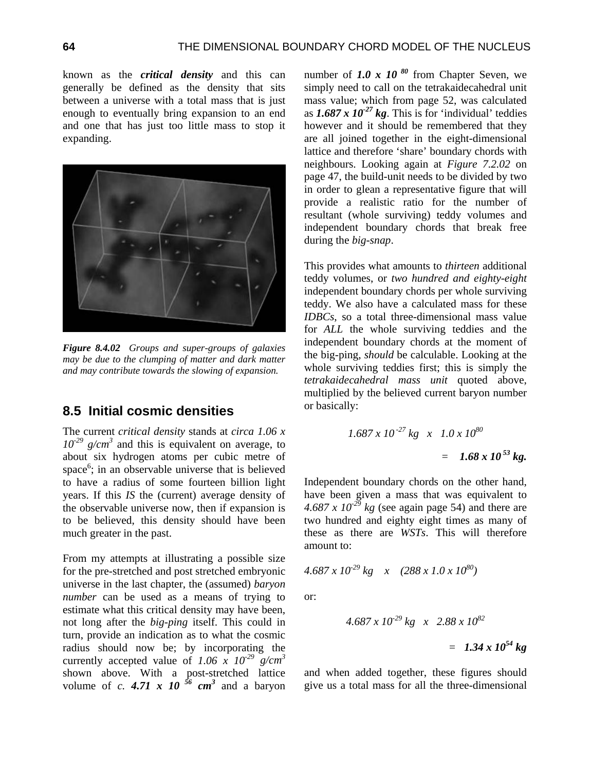known as the ***critical density*** and this can generally be defined as the density that sits between a universe with a total mass that is just enough to eventually bring expansion to an end and one that has just too little mass to stop it expanding.

***Figure 8.4.02*** *Groups and super-groups of galaxies may be due to the clumping of matter and dark matter and may contribute towards the slowing of expansion.*

## 8.5 Initial cosmic densities

The current *critical density* stands at *circa* $1.06 \times 10^{-29}$ $g/cm^3$ and this is equivalent on average, to about six hydrogen atoms per cubic metre of space[6]; in an observable universe that is believed to have a radius of some fourteen billion light years. If this *IS* the (current) average density of the observable universe now, then if expansion is to be believed, this density should have been much greater in the past.

From my attempts at illustrating a possible size for the pre-stretched and post stretched embryonic universe in the last chapter, the (assumed) *baryon number* can be used as a means of trying to estimate what this critical density may have been, not long after the *big-ping* itself. This could in turn, provide an indication as to what the cosmic radius should now be; by incorporating the currently accepted value of $1.06 \times 10^{-29}$ $g/cm^3$ shown above. With a post-stretched lattice volume of *c.* $\mathbf{4.71 \times 10^{56}}$ $\mathbf{cm^3}$ and a baryon number of $\mathbf{1.0 \times 10^{80}}$ from Chapter Seven, we simply need to call on the tetrakaidecahedral unit mass value; which from page 52, was calculated as $\mathbf{1.687 \times 10^{-27}}$ ***kg***. This is for 'individual' teddies however and it should be remembered that they are all joined together in the eight-dimensional lattice and therefore 'share' boundary chords with neighbours. Looking again at *Figure 7.2.02* on page 47, the build-unit needs to be divided by two in order to glean a representative figure that will provide a realistic ratio for the number of resultant (whole surviving) teddy volumes and independent boundary chords that break free during the *big-snap*.

This provides what amounts to *thirteen* additional teddy volumes, or *two hundred and eighty-eight* independent boundary chords per whole surviving teddy. We also have a calculated mass for these *IDBCs*, so a total three-dimensional mass value for *ALL* the whole surviving teddies and the independent boundary chords at the moment of the big-ping, *should* be calculable. Looking at the whole surviving teddies first; this is simply the *tetrakaidecahedral mass unit* quoted above, multiplied by the believed current baryon number or basically:

$$1.687 \times 10^{-27} \text{ kg} \times 1.0 \times 10^{80}$$

$$= \mathbf{1.68 \times 10^{53} \text{ kg.}}$$

Independent boundary chords on the other hand, have been given a mass that was equivalent to $4.687 \times 10^{-29}$ *kg* (see again page 54) and there are two hundred and eighty eight times as many of these as there are *WSTs*. This will therefore amount to:

$$4.687 \times 10^{-29} \text{ kg} \times (288 \times 1.0 \times 10^{80})$$

or:

$$4.687 \times 10^{-29} \text{ kg} \times 2.88 \times 10^{82}$$

$$= \mathbf{1.34 \times 10^{54} \text{ kg}}$$

and when added together, these figures should give us a total mass for all the three-dimensional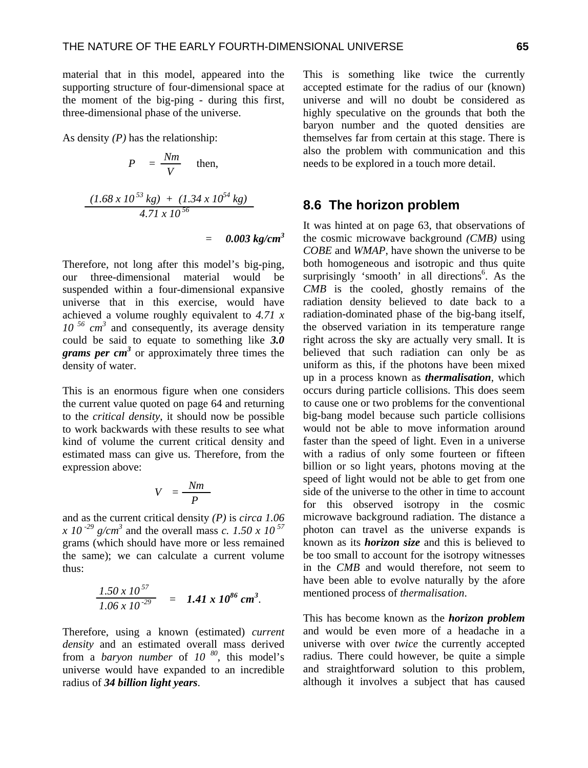material that in this model, appeared into the supporting structure of four-dimensional space at the moment of the big-ping - during this first, three-dimensional phase of the universe.

As density *(P)* has the relationship:

$$P = \frac{Nm}{V} \quad \text{then,}$$

$$\frac{(1.68 \times 10^{53}\ kg) + (1.34 \times 10^{54}\ kg)}{4.71 \times 10^{56}}$$

$$= \mathbf{0.003\ kg/cm^3}$$

Therefore, not long after this model's big-ping, our three-dimensional material would be suspended within a four-dimensional expansive universe that in this exercise, would have achieved a volume roughly equivalent to $4.71 \times 10^{56}\ cm^3$ and consequently, its average density could be said to equate to something like ***3.0 grams per cm³*** or approximately three times the density of water.

This is an enormous figure when one considers the current value quoted on page 64 and returning to the *critical density*, it should now be possible to work backwards with these results to see what kind of volume the current critical density and estimated mass can give us. Therefore, from the expression above:

$$V = \frac{Nm}{P}$$

and as the current critical density *(P)* is *circa* $1.06 \times 10^{-29}\ g/cm^3$ and the overall mass *c.* $1.50 \times 10^{57}$ grams (which should have more or less remained the same); we can calculate a current volume thus:

$$\frac{1.50 \times 10^{57}}{1.06 \times 10^{-29}} = \mathbf{1.41 \times 10^{86}\ cm^3}.$$

Therefore, using a known (estimated) *current density* and an estimated overall mass derived from a *baryon number* of $10^{80}$, this model's universe would have expanded to an incredible radius of ***34 billion light years***. This is something like twice the currently accepted estimate for the radius of our (known) universe and will no doubt be considered as highly speculative on the grounds that both the baryon number and the quoted densities are themselves far from certain at this stage. There is also the problem with communication and this needs to be explored in a touch more detail.

## 8.6 The horizon problem

It was hinted at on page 63, that observations of the cosmic microwave background *(CMB)* using *COBE* and *WMAP*, have shown the universe to be both homogeneous and isotropic and thus quite surprisingly 'smooth' in all directions[6]. As the *CMB* is the cooled, ghostly remains of the radiation density believed to date back to a radiation-dominated phase of the big-bang itself, the observed variation in its temperature range right across the sky are actually very small. It is believed that such radiation can only be as uniform as this, if the photons have been mixed up in a process known as ***thermalisation***, which occurs during particle collisions. This does seem to cause one or two problems for the conventional big-bang model because such particle collisions would not be able to move information around faster than the speed of light. Even in a universe with a radius of only some fourteen or fifteen billion or so light years, photons moving at the speed of light would not be able to get from one side of the universe to the other in time to account for this observed isotropy in the cosmic microwave background radiation. The distance a photon can travel as the universe expands is known as its ***horizon size*** and this is believed to be too small to account for the isotropy witnesses in the *CMB* and would therefore, not seem to have been able to evolve naturally by the afore mentioned process of *thermalisation*.

This has become known as the ***horizon problem*** and would be even more of a headache in a universe with over *twice* the currently accepted radius. There could however, be quite a simple and straightforward solution to this problem, although it involves a subject that has caused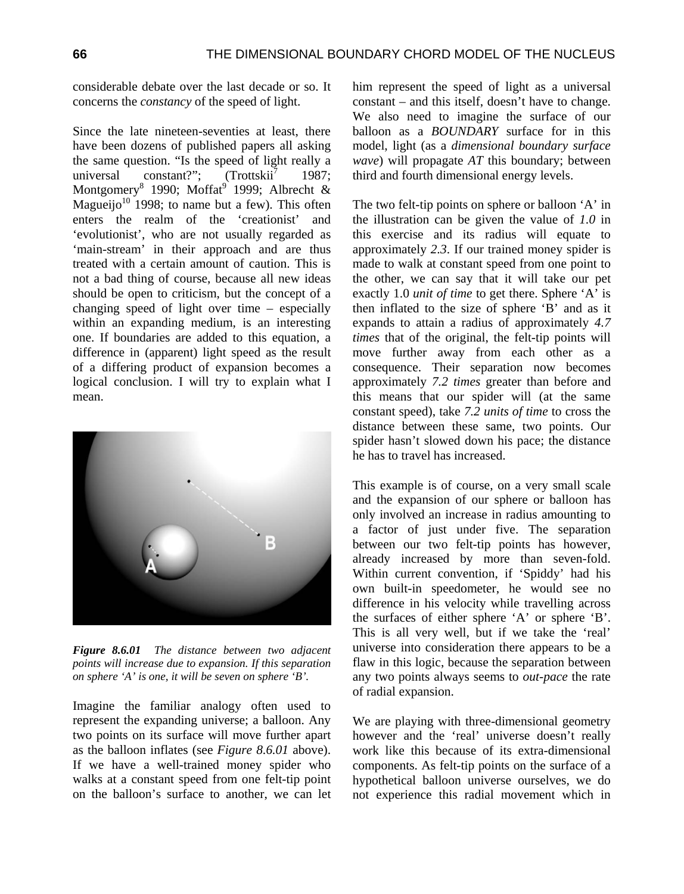considerable debate over the last decade or so. It concerns the *constancy* of the speed of light.

Since the late nineteen-seventies at least, there have been dozens of published papers all asking the same question. "Is the speed of light really a universal constant?"; (Trottskii[7] 1987; Montgomery[8] 1990; Moffat[9] 1999; Albrecht & Magueijo[10] 1998; to name but a few). This often enters the realm of the 'creationist' and 'evolutionist', who are not usually regarded as 'main-stream' in their approach and are thus treated with a certain amount of caution. This is not a bad thing of course, because all new ideas should be open to criticism, but the concept of a changing speed of light over time – especially within an expanding medium, is an interesting one. If boundaries are added to this equation, a difference in (apparent) light speed as the result of a differing product of expansion becomes a logical conclusion. I will try to explain what I mean.

***Figure 8.6.01*** *The distance between two adjacent points will increase due to expansion. If this separation on sphere 'A' is one, it will be seven on sphere 'B'.*

Imagine the familiar analogy often used to represent the expanding universe; a balloon. Any two points on its surface will move further apart as the balloon inflates (see *Figure 8.6.01* above). If we have a well-trained money spider who walks at a constant speed from one felt-tip point on the balloon's surface to another, we can let him represent the speed of light as a universal constant – and this itself, doesn't have to change. We also need to imagine the surface of our balloon as a *BOUNDARY* surface for in this model, light (as a *dimensional boundary surface wave*) will propagate *AT* this boundary; between third and fourth dimensional energy levels.

The two felt-tip points on sphere or balloon 'A' in the illustration can be given the value of *1.0* in this exercise and its radius will equate to approximately *2.3*. If our trained money spider is made to walk at constant speed from one point to the other, we can say that it will take our pet exactly 1.0 *unit of time* to get there. Sphere 'A' is then inflated to the size of sphere 'B' and as it expands to attain a radius of approximately *4.7 times* that of the original, the felt-tip points will move further away from each other as a consequence. Their separation now becomes approximately *7.2 times* greater than before and this means that our spider will (at the same constant speed), take *7.2 units of time* to cross the distance between these same, two points. Our spider hasn't slowed down his pace; the distance he has to travel has increased.

This example is of course, on a very small scale and the expansion of our sphere or balloon has only involved an increase in radius amounting to a factor of just under five. The separation between our two felt-tip points has however, already increased by more than seven-fold. Within current convention, if 'Spiddy' had his own built-in speedometer, he would see no difference in his velocity while travelling across the surfaces of either sphere 'A' or sphere 'B'. This is all very well, but if we take the 'real' universe into consideration there appears to be a flaw in this logic, because the separation between any two points always seems to *out-pace* the rate of radial expansion.

We are playing with three-dimensional geometry however and the 'real' universe doesn't really work like this because of its extra-dimensional components. As felt-tip points on the surface of a hypothetical balloon universe ourselves, we do not experience this radial movement which in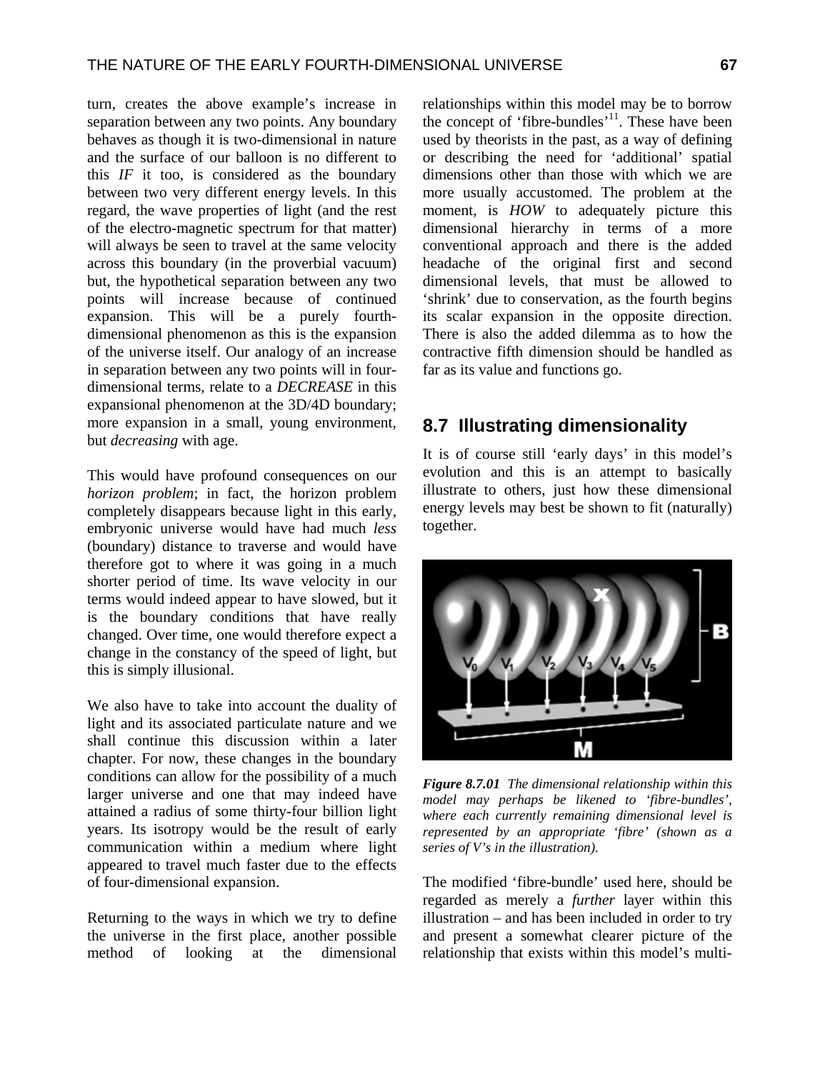turn, creates the above example's increase in separation between any two points. Any boundary behaves as though it is two-dimensional in nature and the surface of our balloon is no different to this *IF* it too, is considered as the boundary between two very different energy levels. In this regard, the wave properties of light (and the rest of the electro-magnetic spectrum for that matter) will always be seen to travel at the same velocity across this boundary (in the proverbial vacuum) but, the hypothetical separation between any two points will increase because of continued expansion. This will be a purely fourth-dimensional phenomenon as this is the expansion of the universe itself. Our analogy of an increase in separation between any two points will in four-dimensional terms, relate to a *DECREASE* in this expansional phenomenon at the 3D/4D boundary; more expansion in a small, young environment, but *decreasing* with age.

This would have profound consequences on our *horizon problem*; in fact, the horizon problem completely disappears because light in this early, embryonic universe would have had much *less* (boundary) distance to traverse and would have therefore got to where it was going in a much shorter period of time. Its wave velocity in our terms would indeed appear to have slowed, but it is the boundary conditions that have really changed. Over time, one would therefore expect a change in the constancy of the speed of light, but this is simply illusional.

We also have to take into account the duality of light and its associated particulate nature and we shall continue this discussion within a later chapter. For now, these changes in the boundary conditions can allow for the possibility of a much larger universe and one that may indeed have attained a radius of some thirty-four billion light years. Its isotropy would be the result of early communication within a medium where light appeared to travel much faster due to the effects of four-dimensional expansion.

Returning to the ways in which we try to define the universe in the first place, another possible method of looking at the dimensional relationships within this model may be to borrow the concept of 'fibre-bundles'[11]. These have been used by theorists in the past, as a way of defining or describing the need for 'additional' spatial dimensions other than those with which we are more usually accustomed. The problem at the moment, is *HOW* to adequately picture this dimensional hierarchy in terms of a more conventional approach and there is the added headache of the original first and second dimensional levels, that must be allowed to 'shrink' due to conservation, as the fourth begins its scalar expansion in the opposite direction. There is also the added dilemma as to how the contractive fifth dimension should be handled as far as its value and functions go.

## 8.7 Illustrating dimensionality

It is of course still 'early days' in this model's evolution and this is an attempt to basically illustrate to others, just how these dimensional energy levels may best be shown to fit (naturally) together.

***Figure 8.7.01*** *The dimensional relationship within this model may perhaps be likened to 'fibre-bundles', where each currently remaining dimensional level is represented by an appropriate 'fibre' (shown as a series of V's in the illustration).*

The modified 'fibre-bundle' used here, should be regarded as merely a *further* layer within this illustration – and has been included in order to try and present a somewhat clearer picture of the relationship that exists within this model's multi-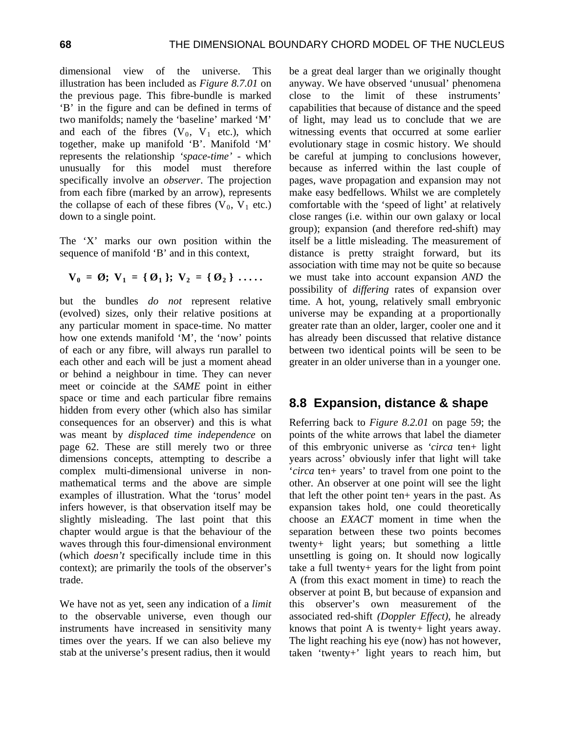dimensional view of the universe. This illustration has been included as *Figure 8.7.01* on the previous page. This fibre-bundle is marked 'B' in the figure and can be defined in terms of two manifolds; namely the 'baseline' marked 'M' and each of the fibres ($V_0$, $V_1$ etc.), which together, make up manifold 'B'. Manifold 'M' represents the relationship *'space-time'* - which unusually for this model must therefore specifically involve an *observer*. The projection from each fibre (marked by an arrow), represents the collapse of each of these fibres ($V_0$, $V_1$ etc.) down to a single point.

The 'X' marks our own position within the sequence of manifold 'B' and in this context,

$$V_0 = \varnothing;\ V_1 = \{\varnothing_1\};\ V_2 = \{\varnothing_2\}\ .....$$

but the bundles *do not* represent relative (evolved) sizes, only their relative positions at any particular moment in space-time. No matter how one extends manifold 'M', the 'now' points of each or any fibre, will always run parallel to each other and each will be just a moment ahead or behind a neighbour in time. They can never meet or coincide at the *SAME* point in either space or time and each particular fibre remains hidden from every other (which also has similar consequences for an observer) and this is what was meant by *displaced time independence* on page 62. These are still merely two or three dimensions concepts, attempting to describe a complex multi-dimensional universe in non-mathematical terms and the above are simple examples of illustration. What the 'torus' model infers however, is that observation itself may be slightly misleading. The last point that this chapter would argue is that the behaviour of the waves through this four-dimensional environment (which *doesn't* specifically include time in this context); are primarily the tools of the observer's trade.

We have not as yet, seen any indication of a *limit* to the observable universe, even though our instruments have increased in sensitivity many times over the years. If we can also believe my stab at the universe's present radius, then it would be a great deal larger than we originally thought anyway. We have observed 'unusual' phenomena close to the limit of these instruments' capabilities that because of distance and the speed of light, may lead us to conclude that we are witnessing events that occurred at some earlier evolutionary stage in cosmic history. We should be careful at jumping to conclusions however, because as inferred within the last couple of pages, wave propagation and expansion may not make easy bedfellows. Whilst we are completely comfortable with the 'speed of light' at relatively close ranges (i.e. within our own galaxy or local group); expansion (and therefore red-shift) may itself be a little misleading. The measurement of distance is pretty straight forward, but its association with time may not be quite so because we must take into account expansion *AND* the possibility of *differing* rates of expansion over time. A hot, young, relatively small embryonic universe may be expanding at a proportionally greater rate than an older, larger, cooler one and it has already been discussed that relative distance between two identical points will be seen to be greater in an older universe than in a younger one.

## 8.8 Expansion, distance & shape

Referring back to *Figure 8.2.01* on page 59; the points of the white arrows that label the diameter of this embryonic universe as *'circa* ten+ light years across' obviously infer that light will take '*circa* ten+ years' to travel from one point to the other. An observer at one point will see the light that left the other point ten+ years in the past. As expansion takes hold, one could theoretically choose an *EXACT* moment in time when the separation between these two points becomes twenty+ light years; but something a little unsettling is going on. It should now logically take a full twenty+ years for the light from point A (from this exact moment in time) to reach the observer at point B, but because of expansion and this observer's own measurement of the associated red-shift *(Doppler Effect)*, he already knows that point A is twenty+ light years away. The light reaching his eye (now) has not however, taken 'twenty+' light years to reach him, but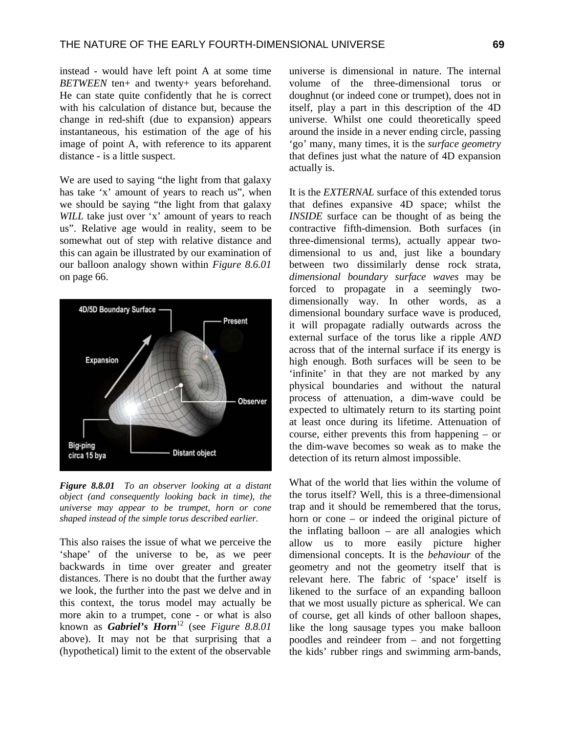instead - would have left point A at some time *BETWEEN* ten+ and twenty+ years beforehand. He can state quite confidently that he is correct with his calculation of distance but, because the change in red-shift (due to expansion) appears instantaneous, his estimation of the age of his image of point A, with reference to its apparent distance - is a little suspect.

We are used to saying "the light from that galaxy has take 'x' amount of years to reach us", when we should be saying "the light from that galaxy *WILL* take just over 'x' amount of years to reach us". Relative age would in reality, seem to be somewhat out of step with relative distance and this can again be illustrated by our examination of our balloon analogy shown within *Figure 8.6.01* on page 66.

***Figure 8.8.01*** *To an observer looking at a distant object (and consequently looking back in time), the universe may appear to be trumpet, horn or cone shaped instead of the simple torus described earlier.*

This also raises the issue of what we perceive the 'shape' of the universe to be, as we peer backwards in time over greater and greater distances. There is no doubt that the further away we look, the further into the past we delve and in this context, the torus model may actually be more akin to a trumpet, cone - or what is also known as ***Gabriel's Horn***[12] (see *Figure 8.8.01* above). It may not be that surprising that a (hypothetical) limit to the extent of the observable universe is dimensional in nature. The internal volume of the three-dimensional torus or doughnut (or indeed cone or trumpet), does not in itself, play a part in this description of the 4D universe. Whilst one could theoretically speed around the inside in a never ending circle, passing 'go' many, many times, it is the *surface geometry* that defines just what the nature of 4D expansion actually is.

It is the *EXTERNAL* surface of this extended torus that defines expansive 4D space; whilst the *INSIDE* surface can be thought of as being the contractive fifth-dimension. Both surfaces (in three-dimensional terms), actually appear two-dimensional to us and, just like a boundary between two dissimilarly dense rock strata, *dimensional boundary surface waves* may be forced to propagate in a seemingly two-dimensionally way. In other words, as a dimensional boundary surface wave is produced, it will propagate radially outwards across the external surface of the torus like a ripple *AND* across that of the internal surface if its energy is high enough. Both surfaces will be seen to be 'infinite' in that they are not marked by any physical boundaries and without the natural process of attenuation, a dim-wave could be expected to ultimately return to its starting point at least once during its lifetime. Attenuation of course, either prevents this from happening – or the dim-wave becomes so weak as to make the detection of its return almost impossible.

What of the world that lies within the volume of the torus itself? Well, this is a three-dimensional trap and it should be remembered that the torus, horn or cone – or indeed the original picture of the inflating balloon – are all analogies which allow us to more easily picture higher dimensional concepts. It is the *behaviour* of the geometry and not the geometry itself that is relevant here. The fabric of 'space' itself is likened to the surface of an expanding balloon that we most usually picture as spherical. We can of course, get all kinds of other balloon shapes, like the long sausage types you make balloon poodles and reindeer from – and not forgetting the kids' rubber rings and swimming arm-bands,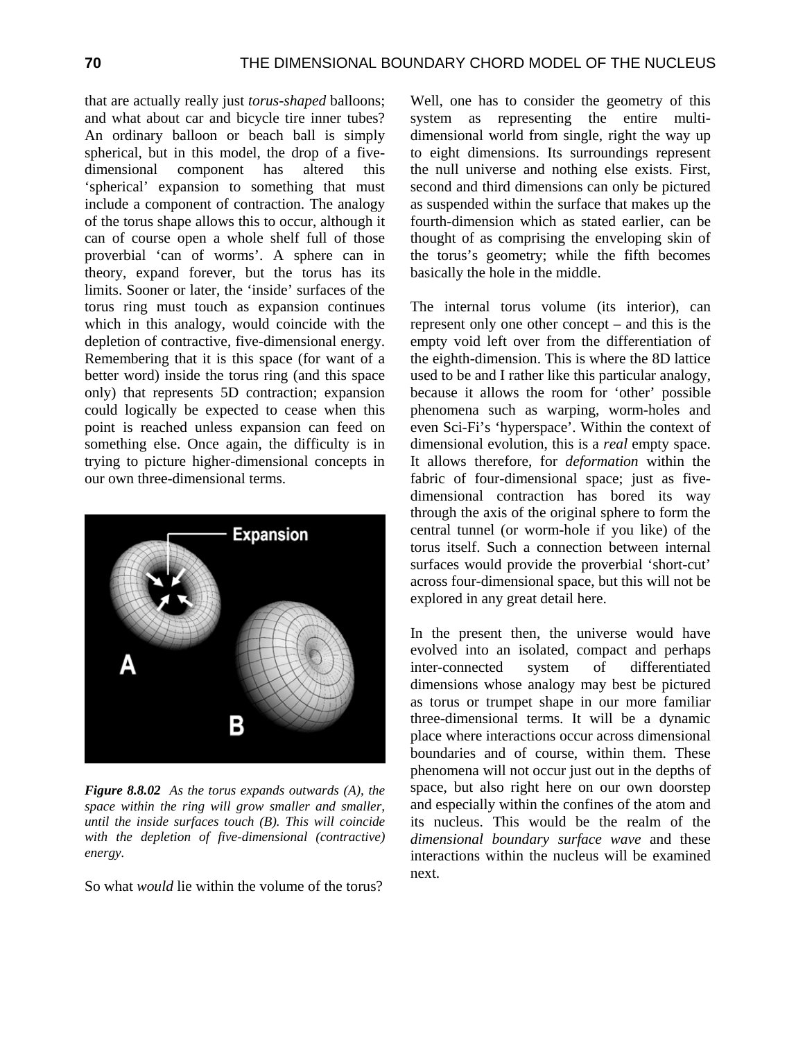that are actually really just *torus-shaped* balloons; and what about car and bicycle tire inner tubes? An ordinary balloon or beach ball is simply spherical, but in this model, the drop of a five-dimensional component has altered this 'spherical' expansion to something that must include a component of contraction. The analogy of the torus shape allows this to occur, although it can of course open a whole shelf full of those proverbial 'can of worms'. A sphere can in theory, expand forever, but the torus has its limits. Sooner or later, the 'inside' surfaces of the torus ring must touch as expansion continues which in this analogy, would coincide with the depletion of contractive, five-dimensional energy. Remembering that it is this space (for want of a better word) inside the torus ring (and this space only) that represents 5D contraction; expansion could logically be expected to cease when this point is reached unless expansion can feed on something else. Once again, the difficulty is in trying to picture higher-dimensional concepts in our own three-dimensional terms.

Expansion

A

B

***Figure 8.8.02*** *As the torus expands outwards (A), the space within the ring will grow smaller and smaller, until the inside surfaces touch (B). This will coincide with the depletion of five-dimensional (contractive) energy.*

So what *would* lie within the volume of the torus? Well, one has to consider the geometry of this system as representing the entire multi-dimensional world from single, right the way up to eight dimensions. Its surroundings represent the null universe and nothing else exists. First, second and third dimensions can only be pictured as suspended within the surface that makes up the fourth-dimension which as stated earlier, can be thought of as comprising the enveloping skin of the torus's geometry; while the fifth becomes basically the hole in the middle.

The internal torus volume (its interior), can represent only one other concept – and this is the empty void left over from the differentiation of the eighth-dimension. This is where the 8D lattice used to be and I rather like this particular analogy, because it allows the room for 'other' possible phenomena such as warping, worm-holes and even Sci-Fi's 'hyperspace'. Within the context of dimensional evolution, this is a *real* empty space. It allows therefore, for *deformation* within the fabric of four-dimensional space; just as five-dimensional contraction has bored its way through the axis of the original sphere to form the central tunnel (or worm-hole if you like) of the torus itself. Such a connection between internal surfaces would provide the proverbial 'short-cut' across four-dimensional space, but this will not be explored in any great detail here.

In the present then, the universe would have evolved into an isolated, compact and perhaps inter-connected system of differentiated dimensions whose analogy may best be pictured as torus or trumpet shape in our more familiar three-dimensional terms. It will be a dynamic place where interactions occur across dimensional boundaries and of course, within them. These phenomena will not occur just out in the depths of space, but also right here on our own doorstep and especially within the confines of the atom and its nucleus. This would be the realm of the *dimensional boundary surface wave* and these interactions within the nucleus will be examined next.